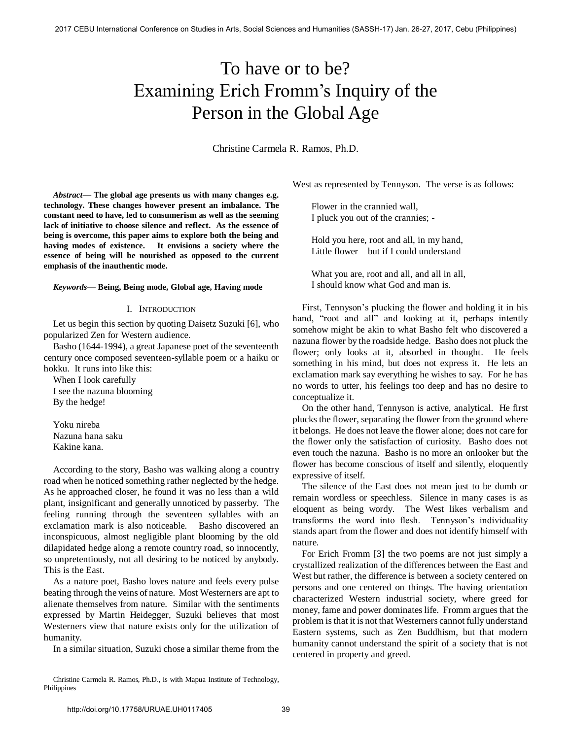# To have or to be? Examining Erich Fromm's Inquiry of the Person in the Global Age

Christine Carmela R. Ramos, Ph.D.

***Abstract*— The global age presents us with many changes e.g. technology. These changes however present an imbalance. The constant need to have, led to consumerism as well as the seeming lack of initiative to choose silence and reflect. As the essence of being is overcome, this paper aims to explore both the being and having modes of existence. It envisions a society where the essence of being will be nourished as opposed to the current emphasis of the inauthentic mode.**

***Keywords*— Being, Being mode, Global age, Having mode**

## I. Introduction

Let us begin this section by quoting Daisetz Suzuki [6], who popularized Zen for Western audience.

Basho (1644-1994), a great Japanese poet of the seventeenth century once composed seventeen-syllable poem or a haiku or hokku. It runs into like this:

When I look carefully
I see the nazuna blooming
By the hedge!

Yoku nireba
Nazuna hana saku
Kakine kana.

According to the story, Basho was walking along a country road when he noticed something rather neglected by the hedge. As he approached closer, he found it was no less than a wild plant, insignificant and generally unnoticed by passerby. The feeling running through the seventeen syllables with an exclamation mark is also noticeable. Basho discovered an inconspicuous, almost negligible plant blooming by the old dilapidated hedge along a remote country road, so innocently, so unpretentiously, not all desiring to be noticed by anybody. This is the East.

As a nature poet, Basho loves nature and feels every pulse beating through the veins of nature. Most Westerners are apt to alienate themselves from nature. Similar with the sentiments expressed by Martin Heidegger, Suzuki believes that most Westerners view that nature exists only for the utilization of humanity.

In a similar situation, Suzuki chose a similar theme from the West as represented by Tennyson. The verse is as follows:

Flower in the crannied wall,
I pluck you out of the crannies; -

Hold you here, root and all, in my hand,
Little flower – but if I could understand

What you are, root and all, and all in all,
I should know what God and man is.

First, Tennyson's plucking the flower and holding it in his hand, "root and all" and looking at it, perhaps intently somehow might be akin to what Basho felt who discovered a nazuna flower by the roadside hedge. Basho does not pluck the flower; only looks at it, absorbed in thought. He feels something in his mind, but does not express it. He lets an exclamation mark say everything he wishes to say. For he has no words to utter, his feelings too deep and has no desire to conceptualize it.

On the other hand, Tennyson is active, analytical. He first plucks the flower, separating the flower from the ground where it belongs. He does not leave the flower alone; does not care for the flower only the satisfaction of curiosity. Basho does not even touch the nazuna. Basho is no more an onlooker but the flower has become conscious of itself and silently, eloquently expressive of itself.

The silence of the East does not mean just to be dumb or remain wordless or speechless. Silence in many cases is as eloquent as being wordy. The West likes verbalism and transforms the word into flesh. Tennyson's individuality stands apart from the flower and does not identify himself with nature.

For Erich Fromm [3] the two poems are not just simply a crystallized realization of the differences between the East and West but rather, the difference is between a society centered on persons and one centered on things. The having orientation characterized Western industrial society, where greed for money, fame and power dominates life. Fromm argues that the problem is that it is not that Westerners cannot fully understand Eastern systems, such as Zen Buddhism, but that modern humanity cannot understand the spirit of a society that is not centered in property and greed.

Christine Carmela R. Ramos, Ph.D., is with Mapua Institute of Technology, Philippines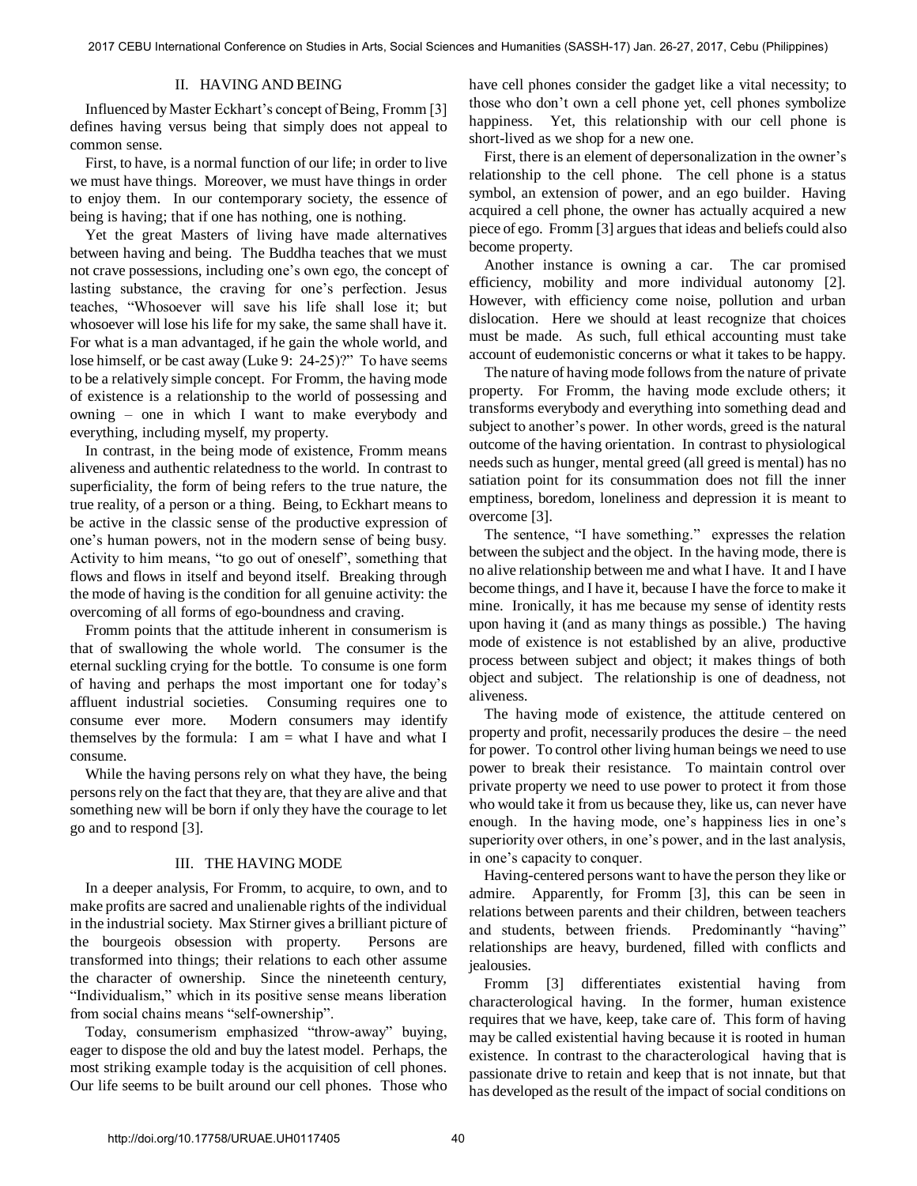## II. HAVING AND BEING

Influenced by Master Eckhart's concept of Being, Fromm [3] defines having versus being that simply does not appeal to common sense.

First, to have, is a normal function of our life; in order to live we must have things. Moreover, we must have things in order to enjoy them. In our contemporary society, the essence of being is having; that if one has nothing, one is nothing.

Yet the great Masters of living have made alternatives between having and being. The Buddha teaches that we must not crave possessions, including one's own ego, the concept of lasting substance, the craving for one's perfection. Jesus teaches, "Whosoever will save his life shall lose it; but whosoever will lose his life for my sake, the same shall have it. For what is a man advantaged, if he gain the whole world, and lose himself, or be cast away (Luke 9: 24-25)?" To have seems to be a relatively simple concept. For Fromm, the having mode of existence is a relationship to the world of possessing and owning – one in which I want to make everybody and everything, including myself, my property.

In contrast, in the being mode of existence, Fromm means aliveness and authentic relatedness to the world. In contrast to superficiality, the form of being refers to the true nature, the true reality, of a person or a thing. Being, to Eckhart means to be active in the classic sense of the productive expression of one's human powers, not in the modern sense of being busy. Activity to him means, "to go out of oneself", something that flows and flows in itself and beyond itself. Breaking through the mode of having is the condition for all genuine activity: the overcoming of all forms of ego-boundness and craving.

Fromm points that the attitude inherent in consumerism is that of swallowing the whole world. The consumer is the eternal suckling crying for the bottle. To consume is one form of having and perhaps the most important one for today's affluent industrial societies. Consuming requires one to consume ever more. Modern consumers may identify themselves by the formula: I am = what I have and what I consume.

While the having persons rely on what they have, the being persons rely on the fact that they are, that they are alive and that something new will be born if only they have the courage to let go and to respond [3].

## III. THE HAVING MODE

In a deeper analysis, For Fromm, to acquire, to own, and to make profits are sacred and unalienable rights of the individual in the industrial society. Max Stirner gives a brilliant picture of the bourgeois obsession with property. Persons are transformed into things; their relations to each other assume the character of ownership. Since the nineteenth century, "Individualism," which in its positive sense means liberation from social chains means "self-ownership".

Today, consumerism emphasized "throw-away" buying, eager to dispose the old and buy the latest model. Perhaps, the most striking example today is the acquisition of cell phones. Our life seems to be built around our cell phones. Those who have cell phones consider the gadget like a vital necessity; to those who don't own a cell phone yet, cell phones symbolize happiness. Yet, this relationship with our cell phone is short-lived as we shop for a new one.

First, there is an element of depersonalization in the owner's relationship to the cell phone. The cell phone is a status symbol, an extension of power, and an ego builder. Having acquired a cell phone, the owner has actually acquired a new piece of ego. Fromm [3] argues that ideas and beliefs could also become property.

Another instance is owning a car. The car promised efficiency, mobility and more individual autonomy [2]. However, with efficiency come noise, pollution and urban dislocation. Here we should at least recognize that choices must be made. As such, full ethical accounting must take account of eudemonistic concerns or what it takes to be happy.

The nature of having mode follows from the nature of private property. For Fromm, the having mode exclude others; it transforms everybody and everything into something dead and subject to another's power. In other words, greed is the natural outcome of the having orientation. In contrast to physiological needs such as hunger, mental greed (all greed is mental) has no satiation point for its consummation does not fill the inner emptiness, boredom, loneliness and depression it is meant to overcome [3].

The sentence, "I have something." expresses the relation between the subject and the object. In the having mode, there is no alive relationship between me and what I have. It and I have become things, and I have it, because I have the force to make it mine. Ironically, it has me because my sense of identity rests upon having it (and as many things as possible.) The having mode of existence is not established by an alive, productive process between subject and object; it makes things of both object and subject. The relationship is one of deadness, not aliveness.

The having mode of existence, the attitude centered on property and profit, necessarily produces the desire – the need for power. To control other living human beings we need to use power to break their resistance. To maintain control over private property we need to use power to protect it from those who would take it from us because they, like us, can never have enough. In the having mode, one's happiness lies in one's superiority over others, in one's power, and in the last analysis, in one's capacity to conquer.

Having-centered persons want to have the person they like or admire. Apparently, for Fromm [3], this can be seen in relations between parents and their children, between teachers and students, between friends. Predominantly "having" relationships are heavy, burdened, filled with conflicts and jealousies.

Fromm [3] differentiates existential having from characterological having. In the former, human existence requires that we have, keep, take care of. This form of having may be called existential having because it is rooted in human existence. In contrast to the characterological having that is passionate drive to retain and keep that is not innate, but that has developed as the result of the impact of social conditions on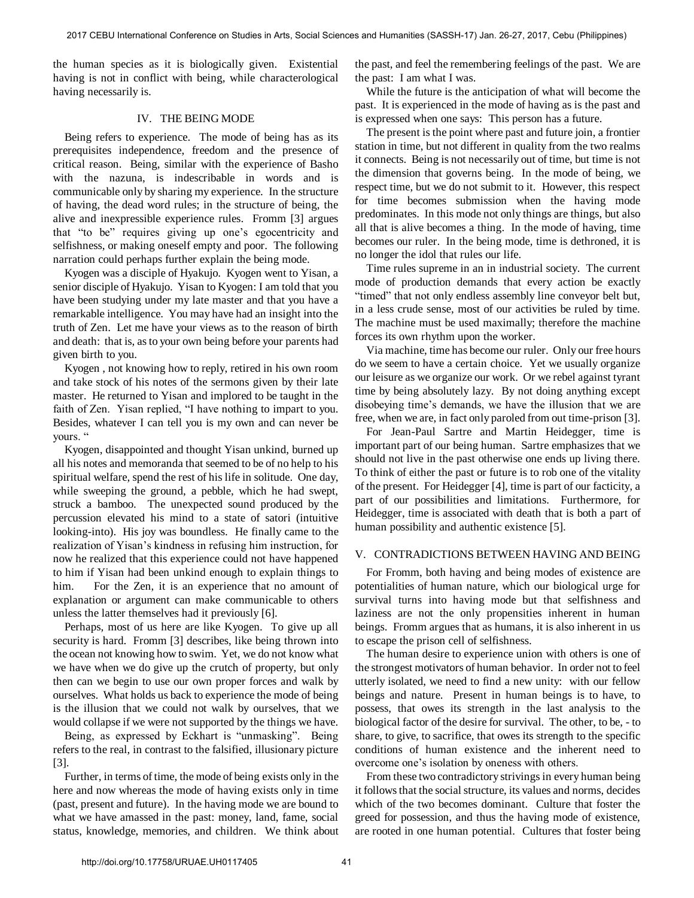the human species as it is biologically given. Existential having is not in conflict with being, while characterological having necessarily is.

## IV. THE BEING MODE

Being refers to experience. The mode of being has as its prerequisites independence, freedom and the presence of critical reason. Being, similar with the experience of Basho with the nazuna, is indescribable in words and is communicable only by sharing my experience. In the structure of having, the dead word rules; in the structure of being, the alive and inexpressible experience rules. Fromm [3] argues that "to be" requires giving up one's egocentricity and selfishness, or making oneself empty and poor. The following narration could perhaps further explain the being mode.

Kyogen was a disciple of Hyakujo. Kyogen went to Yisan, a senior disciple of Hyakujo. Yisan to Kyogen: I am told that you have been studying under my late master and that you have a remarkable intelligence. You may have had an insight into the truth of Zen. Let me have your views as to the reason of birth and death: that is, as to your own being before your parents had given birth to you.

Kyogen , not knowing how to reply, retired in his own room and take stock of his notes of the sermons given by their late master. He returned to Yisan and implored to be taught in the faith of Zen. Yisan replied, "I have nothing to impart to you. Besides, whatever I can tell you is my own and can never be yours. "

Kyogen, disappointed and thought Yisan unkind, burned up all his notes and memoranda that seemed to be of no help to his spiritual welfare, spend the rest of his life in solitude. One day, while sweeping the ground, a pebble, which he had swept, struck a bamboo. The unexpected sound produced by the percussion elevated his mind to a state of satori (intuitive looking-into). His joy was boundless. He finally came to the realization of Yisan's kindness in refusing him instruction, for now he realized that this experience could not have happened to him if Yisan had been unkind enough to explain things to him. For the Zen, it is an experience that no amount of explanation or argument can make communicable to others unless the latter themselves had it previously [6].

Perhaps, most of us here are like Kyogen. To give up all security is hard. Fromm [3] describes, like being thrown into the ocean not knowing how to swim. Yet, we do not know what we have when we do give up the crutch of property, but only then can we begin to use our own proper forces and walk by ourselves. What holds us back to experience the mode of being is the illusion that we could not walk by ourselves, that we would collapse if we were not supported by the things we have.

Being, as expressed by Eckhart is "unmasking". Being refers to the real, in contrast to the falsified, illusionary picture [3].

Further, in terms of time, the mode of being exists only in the here and now whereas the mode of having exists only in time (past, present and future). In the having mode we are bound to what we have amassed in the past: money, land, fame, social status, knowledge, memories, and children. We think about the past, and feel the remembering feelings of the past. We are the past: I am what I was.

While the future is the anticipation of what will become the past. It is experienced in the mode of having as is the past and is expressed when one says: This person has a future.

The present is the point where past and future join, a frontier station in time, but not different in quality from the two realms it connects. Being is not necessarily out of time, but time is not the dimension that governs being. In the mode of being, we respect time, but we do not submit to it. However, this respect for time becomes submission when the having mode predominates. In this mode not only things are things, but also all that is alive becomes a thing. In the mode of having, time becomes our ruler. In the being mode, time is dethroned, it is no longer the idol that rules our life.

Time rules supreme in an in industrial society. The current mode of production demands that every action be exactly "timed" that not only endless assembly line conveyor belt but, in a less crude sense, most of our activities be ruled by time. The machine must be used maximally; therefore the machine forces its own rhythm upon the worker.

Via machine, time has become our ruler. Only our free hours do we seem to have a certain choice. Yet we usually organize our leisure as we organize our work. Or we rebel against tyrant time by being absolutely lazy. By not doing anything except disobeying time's demands, we have the illusion that we are free, when we are, in fact only paroled from out time-prison [3].

For Jean-Paul Sartre and Martin Heidegger, time is important part of our being human. Sartre emphasizes that we should not live in the past otherwise one ends up living there. To think of either the past or future is to rob one of the vitality of the present. For Heidegger [4], time is part of our facticity, a part of our possibilities and limitations. Furthermore, for Heidegger, time is associated with death that is both a part of human possibility and authentic existence [5].

## V. CONTRADICTIONS BETWEEN HAVING AND BEING

For Fromm, both having and being modes of existence are potentialities of human nature, which our biological urge for survival turns into having mode but that selfishness and laziness are not the only propensities inherent in human beings. Fromm argues that as humans, it is also inherent in us to escape the prison cell of selfishness.

The human desire to experience union with others is one of the strongest motivators of human behavior. In order not to feel utterly isolated, we need to find a new unity: with our fellow beings and nature. Present in human beings is to have, to possess, that owes its strength in the last analysis to the biological factor of the desire for survival. The other, to be, - to share, to give, to sacrifice, that owes its strength to the specific conditions of human existence and the inherent need to overcome one's isolation by oneness with others.

From these two contradictory strivings in every human being it follows that the social structure, its values and norms, decides which of the two becomes dominant. Culture that foster the greed for possession, and thus the having mode of existence, are rooted in one human potential. Cultures that foster being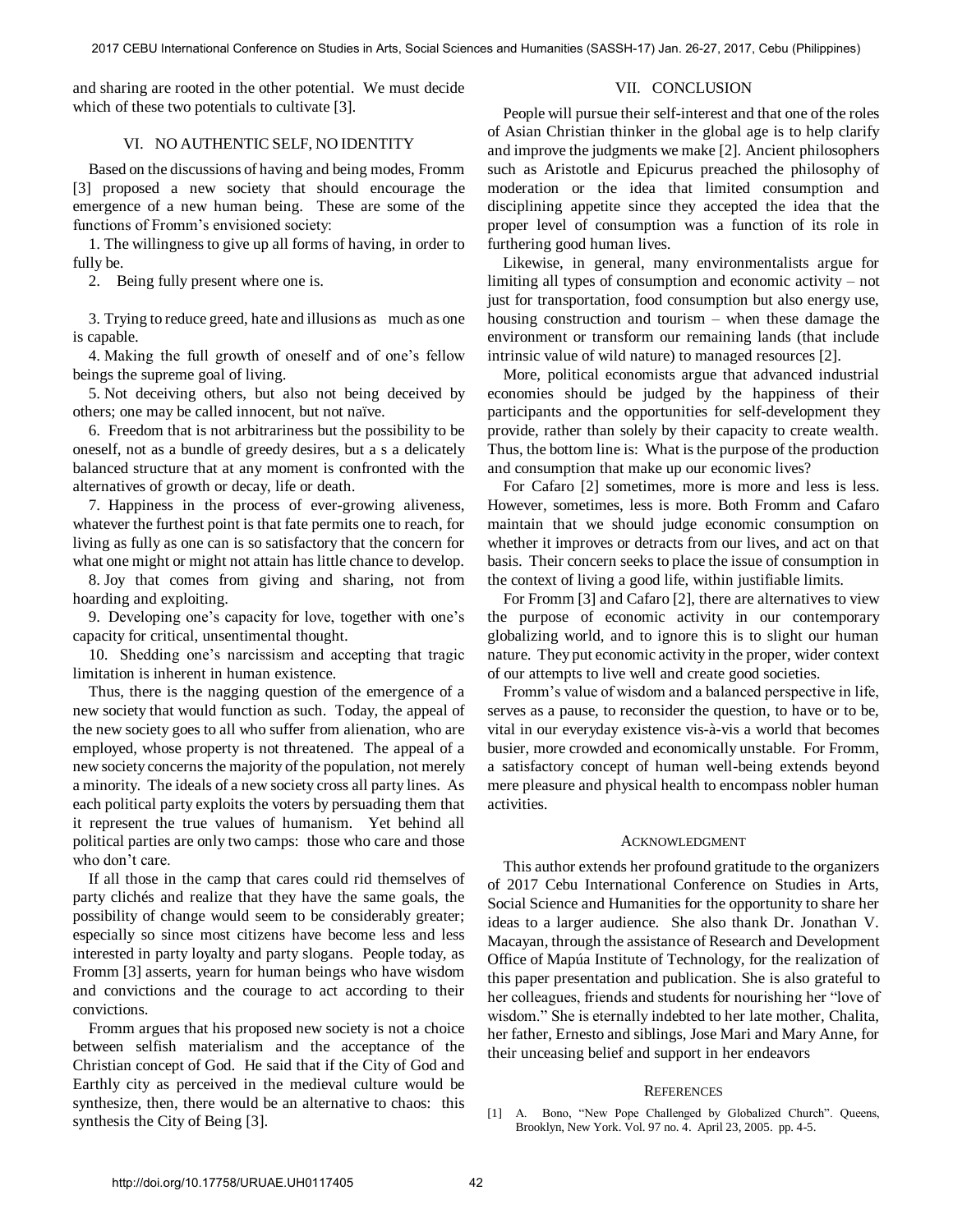and sharing are rooted in the other potential. We must decide which of these two potentials to cultivate [3].

## VI. NO AUTHENTIC SELF, NO IDENTITY

Based on the discussions of having and being modes, Fromm [3] proposed a new society that should encourage the emergence of a new human being. These are some of the functions of Fromm's envisioned society:

1. The willingness to give up all forms of having, in order to fully be.
2. Being fully present where one is.
3. Trying to reduce greed, hate and illusions as much as one is capable.
4. Making the full growth of oneself and of one's fellow beings the supreme goal of living.
5. Not deceiving others, but also not being deceived by others; one may be called innocent, but not naïve.
6. Freedom that is not arbitrariness but the possibility to be oneself, not as a bundle of greedy desires, but a s a delicately balanced structure that at any moment is confronted with the alternatives of growth or decay, life or death.
7. Happiness in the process of ever-growing aliveness, whatever the furthest point is that fate permits one to reach, for living as fully as one can is so satisfactory that the concern for what one might or might not attain has little chance to develop.
8. Joy that comes from giving and sharing, not from hoarding and exploiting.
9. Developing one's capacity for love, together with one's capacity for critical, unsentimental thought.
10. Shedding one's narcissism and accepting that tragic limitation is inherent in human existence.

Thus, there is the nagging question of the emergence of a new society that would function as such. Today, the appeal of the new society goes to all who suffer from alienation, who are employed, whose property is not threatened. The appeal of a new society concerns the majority of the population, not merely a minority. The ideals of a new society cross all party lines. As each political party exploits the voters by persuading them that it represent the true values of humanism. Yet behind all political parties are only two camps: those who care and those who don't care.

If all those in the camp that cares could rid themselves of party clichés and realize that they have the same goals, the possibility of change would seem to be considerably greater; especially so since most citizens have become less and less interested in party loyalty and party slogans. People today, as Fromm [3] asserts, yearn for human beings who have wisdom and convictions and the courage to act according to their convictions.

Fromm argues that his proposed new society is not a choice between selfish materialism and the acceptance of the Christian concept of God. He said that if the City of God and Earthly city as perceived in the medieval culture would be synthesize, then, there would be an alternative to chaos: this synthesis the City of Being [3].

## VII. CONCLUSION

People will pursue their self-interest and that one of the roles of Asian Christian thinker in the global age is to help clarify and improve the judgments we make [2]. Ancient philosophers such as Aristotle and Epicurus preached the philosophy of moderation or the idea that limited consumption and disciplining appetite since they accepted the idea that the proper level of consumption was a function of its role in furthering good human lives.

Likewise, in general, many environmentalists argue for limiting all types of consumption and economic activity – not just for transportation, food consumption but also energy use, housing construction and tourism – when these damage the environment or transform our remaining lands (that include intrinsic value of wild nature) to managed resources [2].

More, political economists argue that advanced industrial economies should be judged by the happiness of their participants and the opportunities for self-development they provide, rather than solely by their capacity to create wealth. Thus, the bottom line is: What is the purpose of the production and consumption that make up our economic lives?

For Cafaro [2] sometimes, more is more and less is less. However, sometimes, less is more. Both Fromm and Cafaro maintain that we should judge economic consumption on whether it improves or detracts from our lives, and act on that basis. Their concern seeks to place the issue of consumption in the context of living a good life, within justifiable limits.

For Fromm [3] and Cafaro [2], there are alternatives to view the purpose of economic activity in our contemporary globalizing world, and to ignore this is to slight our human nature. They put economic activity in the proper, wider context of our attempts to live well and create good societies.

Fromm's value of wisdom and a balanced perspective in life, serves as a pause, to reconsider the question, to have or to be, vital in our everyday existence vis-à-vis a world that becomes busier, more crowded and economically unstable. For Fromm, a satisfactory concept of human well-being extends beyond mere pleasure and physical health to encompass nobler human activities.

## ACKNOWLEDGMENT

This author extends her profound gratitude to the organizers of 2017 Cebu International Conference on Studies in Arts, Social Science and Humanities for the opportunity to share her ideas to a larger audience. She also thank Dr. Jonathan V. Macayan, through the assistance of Research and Development Office of Mapúa Institute of Technology, for the realization of this paper presentation and publication. She is also grateful to her colleagues, friends and students for nourishing her "love of wisdom." She is eternally indebted to her late mother, Chalita, her father, Ernesto and siblings, Jose Mari and Mary Anne, for their unceasing belief and support in her endeavors

## REFERENCES

[1] A. Bono, "New Pope Challenged by Globalized Church". Queens, Brooklyn, New York. Vol. 97 no. 4. April 23, 2005. pp. 4-5.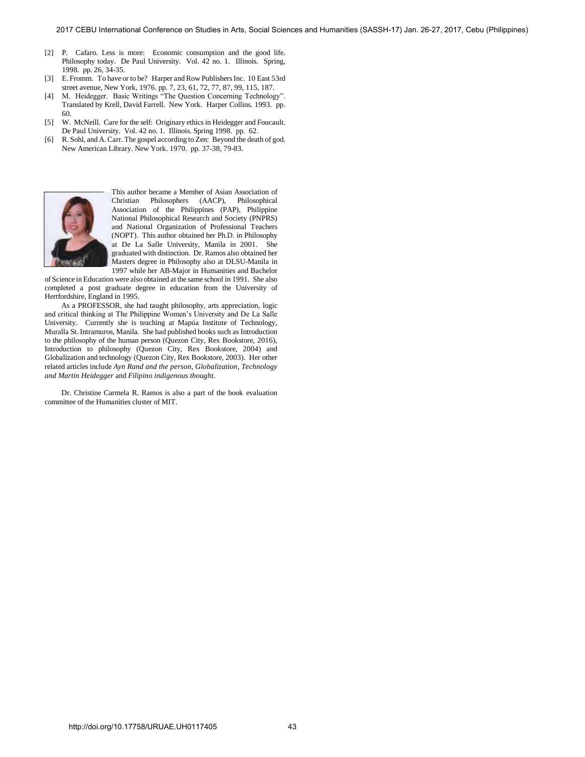[2] P. Cafaro. Less is more: Economic consumption and the good life. Philosophy today. De Paul University. Vol. 42 no. 1. Illinois. Spring, 1998. pp. 26, 34-35.

[3] E. Fromm. To have or to be? Harper and Row Publishers Inc. 10 East 53rd street avenue, New York, 1976. pp. 7, 23, 61, 72, 77, 87, 99, 115, 187.

[4] M. Heidegger. Basic Writings "The Question Concerning Technology". Translated by Krell, David Farrell. New York. Harper Collins. 1993. pp. 60.

[5] W. McNeill. Care for the self: Originary ethics in Heidegger and Foucault. De Paul University. Vol. 42 no. 1. Illinois. Spring 1998. pp. 62.

[6] R. Sohl, and A. Carr. The gospel according to Zen: Beyond the death of god. New American Library. New York. 1970. pp. 37-38, 79-83.

This author became a Member of Asian Association of Christian Philosophers (AACP), Philosophical Association of the Philippines (PAP), Philippine National Philosophical Research and Society (PNPRS) and National Organization of Professional Teachers (NOPT). This author obtained her Ph.D. in Philosophy at De La Salle University, Manila in 2001. She graduated with distinction. Dr. Ramos also obtained her Masters degree in Philosophy also at DLSU-Manila in 1997 while her AB-Major in Humanities and Bachelor of Science in Education were also obtained at the same school in 1991. She also completed a post graduate degree in education from the University of Hertfordshire, England in 1995.

As a PROFESSOR, she had taught philosophy, arts appreciation, logic and critical thinking at The Philippine Women's University and De La Salle University. Currently she is teaching at Mapúa Institute of Technology, Muralla St. Intramuros, Manila. She had published books such as Introduction to the philosophy of the human person (Quezon City, Rex Bookstore, 2016), Introduction to philosophy (Quezon City, Rex Bookstore, 2004) and Globalization and technology (Quezon City, Rex Bookstore, 2003). Her other related articles include *Ayn Rand and the person, Globalization, Technology and Martin Heidegger* and *Filipino indigenous thought.*

Dr. Christine Carmela R. Ramos is also a part of the book evaluation committee of the Humanities cluster of MIT.